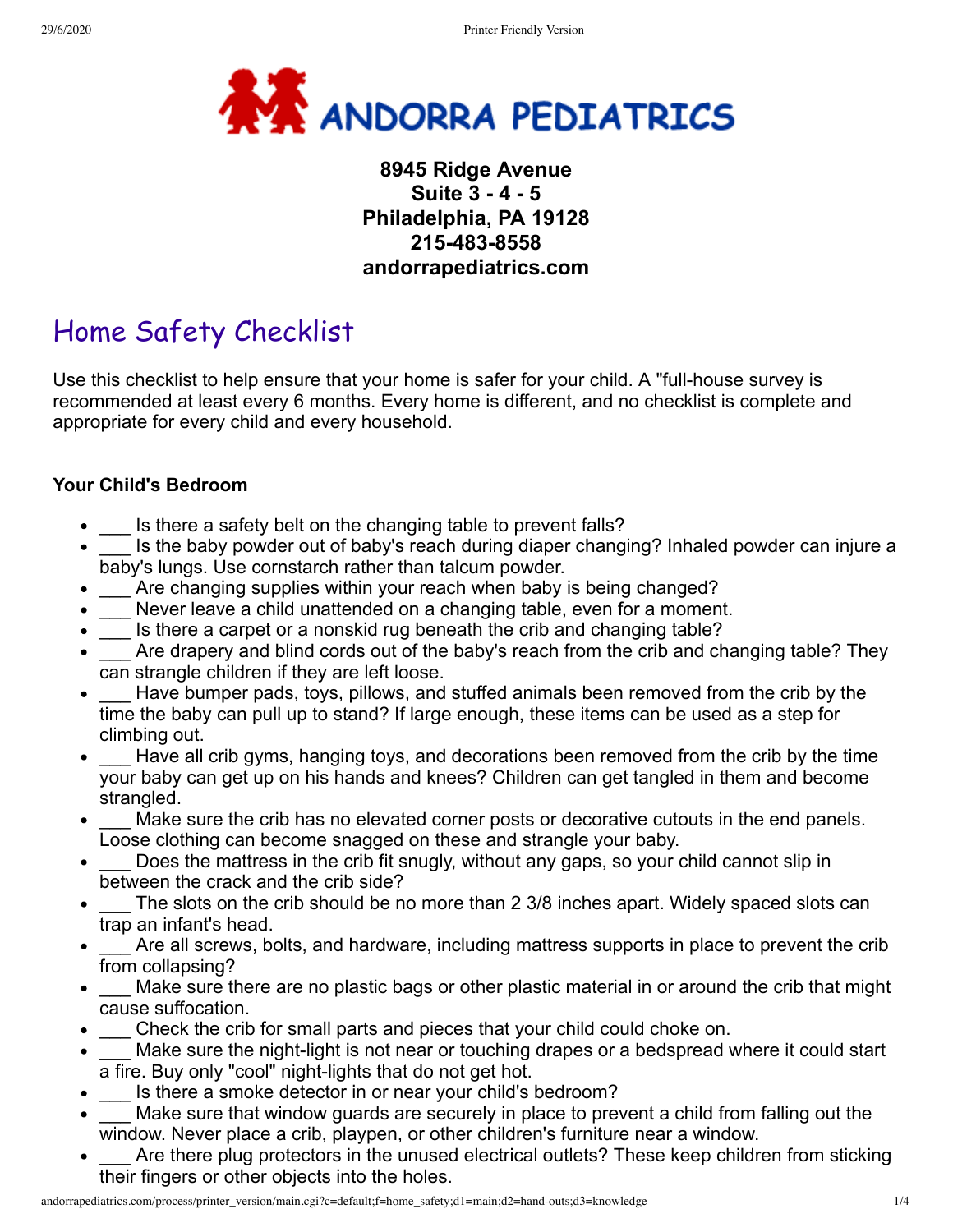**ANDORRA PEDIATRICS**

**8945 Ridge Avenue**
**Suite 3 - 4 - 5**
**Philadelphia, PA 19128**
**215-483-8558**
**andorrapediatrics.com**

# Home Safety Checklist

Use this checklist to help ensure that your home is safer for your child. A "full-house survey is recommended at least every 6 months. Every home is different, and no checklist is complete and appropriate for every child and every household.

### Your Child's Bedroom

- ___ Is there a safety belt on the changing table to prevent falls?
- ___ Is the baby powder out of baby's reach during diaper changing? Inhaled powder can injure a baby's lungs. Use cornstarch rather than talcum powder.
- ___ Are changing supplies within your reach when baby is being changed?
- ___ Never leave a child unattended on a changing table, even for a moment.
- ___ Is there a carpet or a nonskid rug beneath the crib and changing table?
- ___ Are drapery and blind cords out of the baby's reach from the crib and changing table? They can strangle children if they are left loose.
- ___ Have bumper pads, toys, pillows, and stuffed animals been removed from the crib by the time the baby can pull up to stand? If large enough, these items can be used as a step for climbing out.
- ___ Have all crib gyms, hanging toys, and decorations been removed from the crib by the time your baby can get up on his hands and knees? Children can get tangled in them and become strangled.
- ___ Make sure the crib has no elevated corner posts or decorative cutouts in the end panels. Loose clothing can become snagged on these and strangle your baby.
- ___ Does the mattress in the crib fit snugly, without any gaps, so your child cannot slip in between the crack and the crib side?
- ___ The slots on the crib should be no more than 2 3/8 inches apart. Widely spaced slots can trap an infant's head.
- ___ Are all screws, bolts, and hardware, including mattress supports in place to prevent the crib from collapsing?
- ___ Make sure there are no plastic bags or other plastic material in or around the crib that might cause suffocation.
- ___ Check the crib for small parts and pieces that your child could choke on.
- ___ Make sure the night-light is not near or touching drapes or a bedspread where it could start a fire. Buy only "cool" night-lights that do not get hot.
- ___ Is there a smoke detector in or near your child's bedroom?
- ___ Make sure that window guards are securely in place to prevent a child from falling out the window. Never place a crib, playpen, or other children's furniture near a window.
- ___ Are there plug protectors in the unused electrical outlets? These keep children from sticking their fingers or other objects into the holes.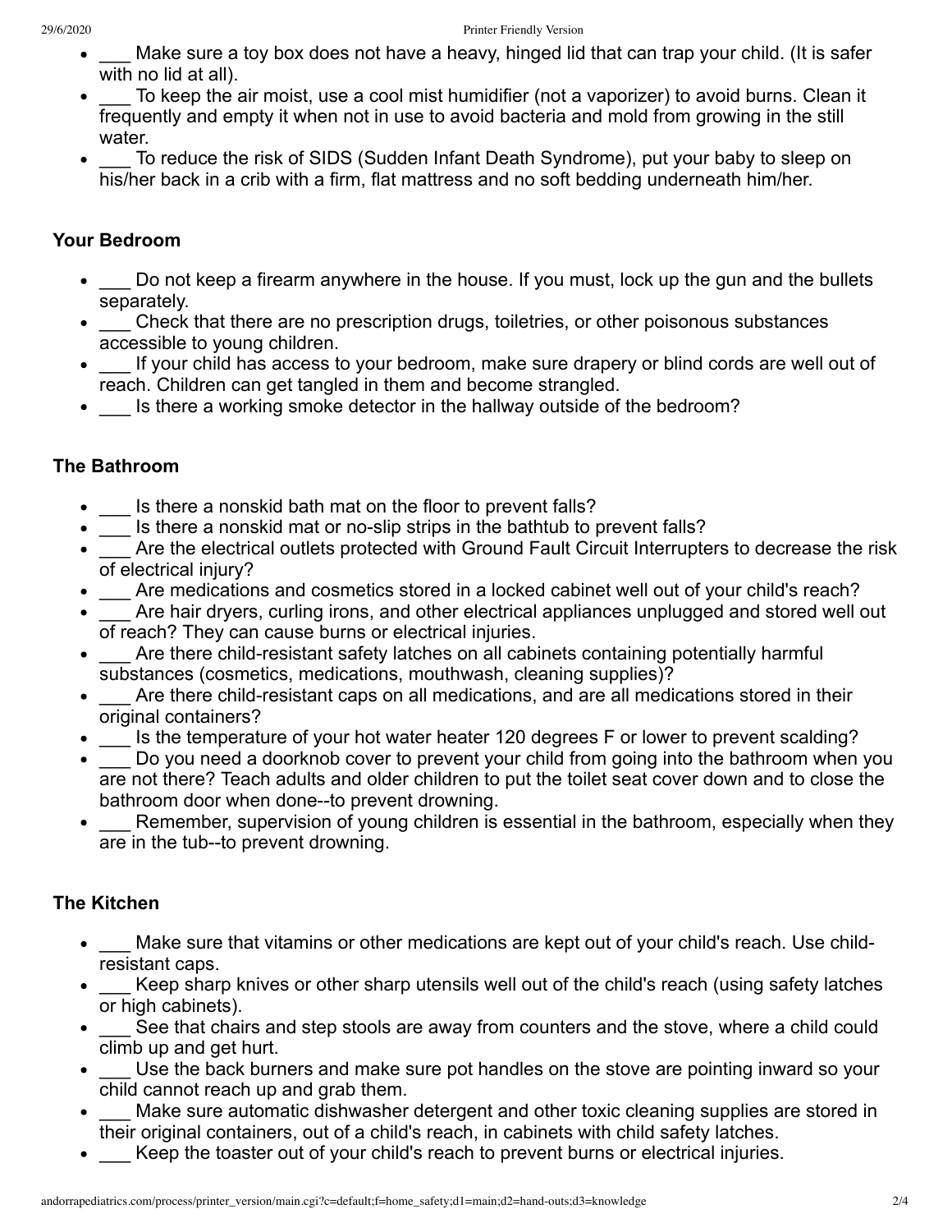- ___ Make sure a toy box does not have a heavy, hinged lid that can trap your child. (It is safer with no lid at all).
- ___ To keep the air moist, use a cool mist humidifier (not a vaporizer) to avoid burns. Clean it frequently and empty it when not in use to avoid bacteria and mold from growing in the still water.
- ___ To reduce the risk of SIDS (Sudden Infant Death Syndrome), put your baby to sleep on his/her back in a crib with a firm, flat mattress and no soft bedding underneath him/her.

### Your Bedroom

- ___ Do not keep a firearm anywhere in the house. If you must, lock up the gun and the bullets separately.
- ___ Check that there are no prescription drugs, toiletries, or other poisonous substances accessible to young children.
- ___ If your child has access to your bedroom, make sure drapery or blind cords are well out of reach. Children can get tangled in them and become strangled.
- ___ Is there a working smoke detector in the hallway outside of the bedroom?

### The Bathroom

- ___ Is there a nonskid bath mat on the floor to prevent falls?
- ___ Is there a nonskid mat or no-slip strips in the bathtub to prevent falls?
- ___ Are the electrical outlets protected with Ground Fault Circuit Interrupters to decrease the risk of electrical injury?
- ___ Are medications and cosmetics stored in a locked cabinet well out of your child's reach?
- ___ Are hair dryers, curling irons, and other electrical appliances unplugged and stored well out of reach? They can cause burns or electrical injuries.
- ___ Are there child-resistant safety latches on all cabinets containing potentially harmful substances (cosmetics, medications, mouthwash, cleaning supplies)?
- ___ Are there child-resistant caps on all medications, and are all medications stored in their original containers?
- ___ Is the temperature of your hot water heater 120 degrees F or lower to prevent scalding?
- ___ Do you need a doorknob cover to prevent your child from going into the bathroom when you are not there? Teach adults and older children to put the toilet seat cover down and to close the bathroom door when done--to prevent drowning.
- ___ Remember, supervision of young children is essential in the bathroom, especially when they are in the tub--to prevent drowning.

### The Kitchen

- ___ Make sure that vitamins or other medications are kept out of your child's reach. Use child-resistant caps.
- ___ Keep sharp knives or other sharp utensils well out of the child's reach (using safety latches or high cabinets).
- ___ See that chairs and step stools are away from counters and the stove, where a child could climb up and get hurt.
- ___ Use the back burners and make sure pot handles on the stove are pointing inward so your child cannot reach up and grab them.
- ___ Make sure automatic dishwasher detergent and other toxic cleaning supplies are stored in their original containers, out of a child's reach, in cabinets with child safety latches.
- ___ Keep the toaster out of your child's reach to prevent burns or electrical injuries.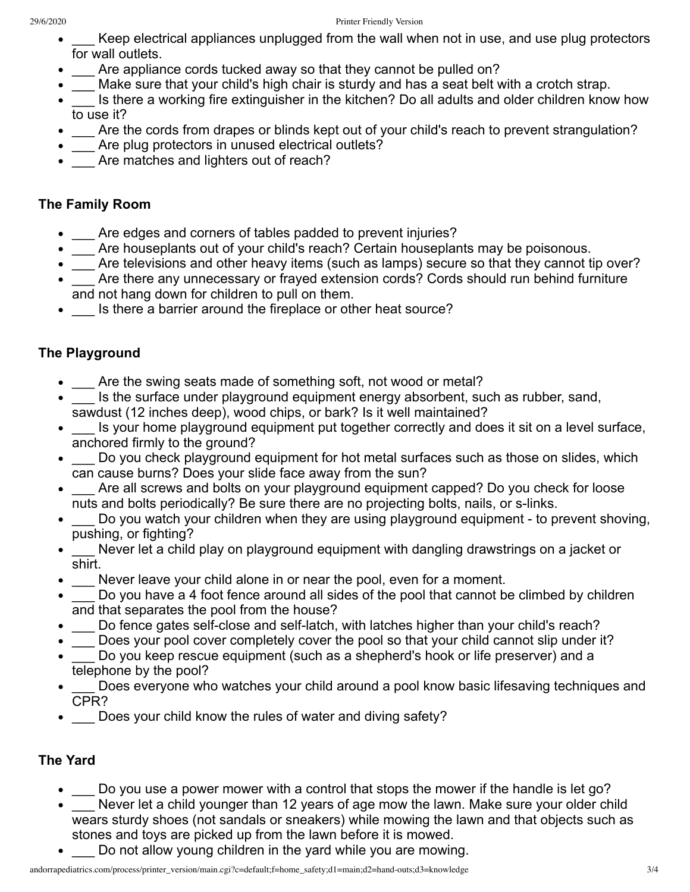- ___ Keep electrical appliances unplugged from the wall when not in use, and use plug protectors for wall outlets.
- ___ Are appliance cords tucked away so that they cannot be pulled on?
- ___ Make sure that your child's high chair is sturdy and has a seat belt with a crotch strap.
- ___ Is there a working fire extinguisher in the kitchen? Do all adults and older children know how to use it?
- ___ Are the cords from drapes or blinds kept out of your child's reach to prevent strangulation?
- ___ Are plug protectors in unused electrical outlets?
- ___ Are matches and lighters out of reach?

### The Family Room

- ___ Are edges and corners of tables padded to prevent injuries?
- ___ Are houseplants out of your child's reach? Certain houseplants may be poisonous.
- ___ Are televisions and other heavy items (such as lamps) secure so that they cannot tip over?
- ___ Are there any unnecessary or frayed extension cords? Cords should run behind furniture and not hang down for children to pull on them.
- ___ Is there a barrier around the fireplace or other heat source?

### The Playground

- ___ Are the swing seats made of something soft, not wood or metal?
- ___ Is the surface under playground equipment energy absorbent, such as rubber, sand, sawdust (12 inches deep), wood chips, or bark? Is it well maintained?
- ___ Is your home playground equipment put together correctly and does it sit on a level surface, anchored firmly to the ground?
- ___ Do you check playground equipment for hot metal surfaces such as those on slides, which can cause burns? Does your slide face away from the sun?
- ___ Are all screws and bolts on your playground equipment capped? Do you check for loose nuts and bolts periodically? Be sure there are no projecting bolts, nails, or s-links.
- ___ Do you watch your children when they are using playground equipment - to prevent shoving, pushing, or fighting?
- ___ Never let a child play on playground equipment with dangling drawstrings on a jacket or shirt.
- ___ Never leave your child alone in or near the pool, even for a moment.
- ___ Do you have a 4 foot fence around all sides of the pool that cannot be climbed by children and that separates the pool from the house?
- ___ Do fence gates self-close and self-latch, with latches higher than your child's reach?
- ___ Does your pool cover completely cover the pool so that your child cannot slip under it?
- ___ Do you keep rescue equipment (such as a shepherd's hook or life preserver) and a telephone by the pool?
- ___ Does everyone who watches your child around a pool know basic lifesaving techniques and CPR?
- ___ Does your child know the rules of water and diving safety?

### The Yard

- ___ Do you use a power mower with a control that stops the mower if the handle is let go?
- ___ Never let a child younger than 12 years of age mow the lawn. Make sure your older child wears sturdy shoes (not sandals or sneakers) while mowing the lawn and that objects such as stones and toys are picked up from the lawn before it is mowed.
- ___ Do not allow young children in the yard while you are mowing.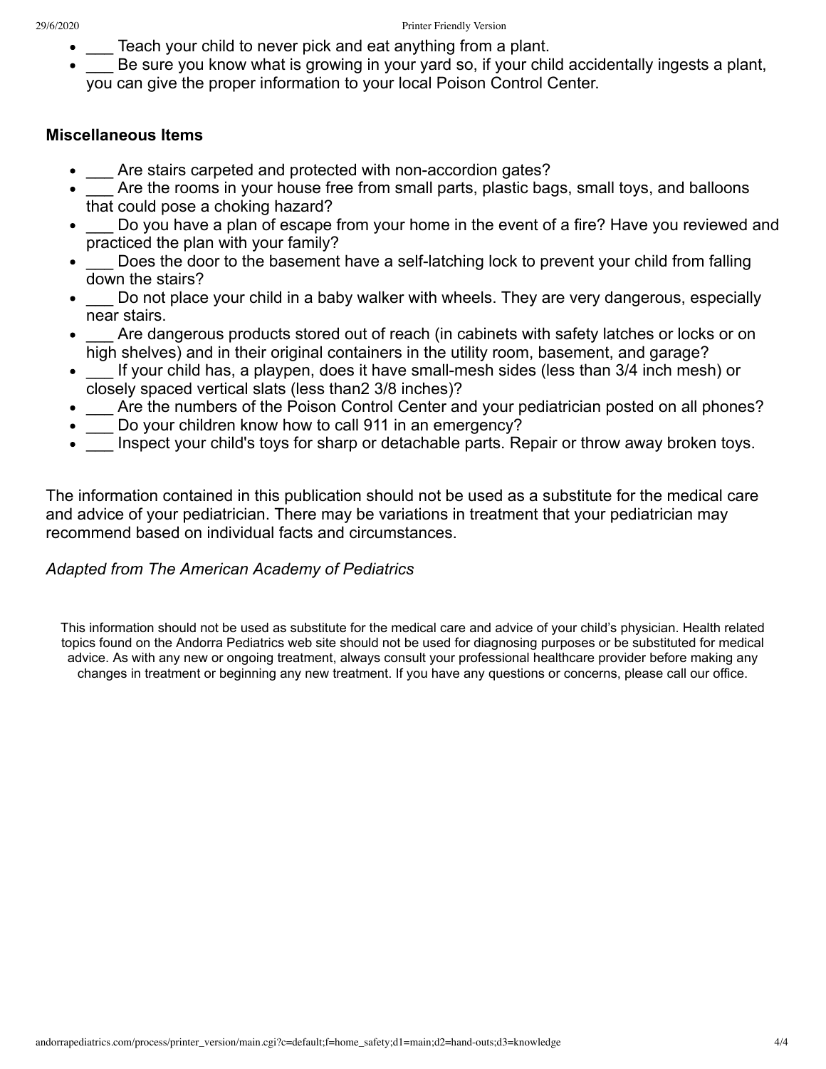- ___ Teach your child to never pick and eat anything from a plant.
- ___ Be sure you know what is growing in your yard so, if your child accidentally ingests a plant, you can give the proper information to your local Poison Control Center.

**Miscellaneous Items**

- ___ Are stairs carpeted and protected with non-accordion gates?
- ___ Are the rooms in your house free from small parts, plastic bags, small toys, and balloons that could pose a choking hazard?
- ___ Do you have a plan of escape from your home in the event of a fire? Have you reviewed and practiced the plan with your family?
- ___ Does the door to the basement have a self-latching lock to prevent your child from falling down the stairs?
- ___ Do not place your child in a baby walker with wheels. They are very dangerous, especially near stairs.
- ___ Are dangerous products stored out of reach (in cabinets with safety latches or locks or on high shelves) and in their original containers in the utility room, basement, and garage?
- ___ If your child has, a playpen, does it have small-mesh sides (less than 3/4 inch mesh) or closely spaced vertical slats (less than2 3/8 inches)?
- ___ Are the numbers of the Poison Control Center and your pediatrician posted on all phones?
- ___ Do your children know how to call 911 in an emergency?
- ___ Inspect your child's toys for sharp or detachable parts. Repair or throw away broken toys.

The information contained in this publication should not be used as a substitute for the medical care and advice of your pediatrician. There may be variations in treatment that your pediatrician may recommend based on individual facts and circumstances.

*Adapted from The American Academy of Pediatrics*

This information should not be used as substitute for the medical care and advice of your child's physician. Health related topics found on the Andorra Pediatrics web site should not be used for diagnosing purposes or be substituted for medical advice. As with any new or ongoing treatment, always consult your professional healthcare provider before making any changes in treatment or beginning any new treatment. If you have any questions or concerns, please call our office.